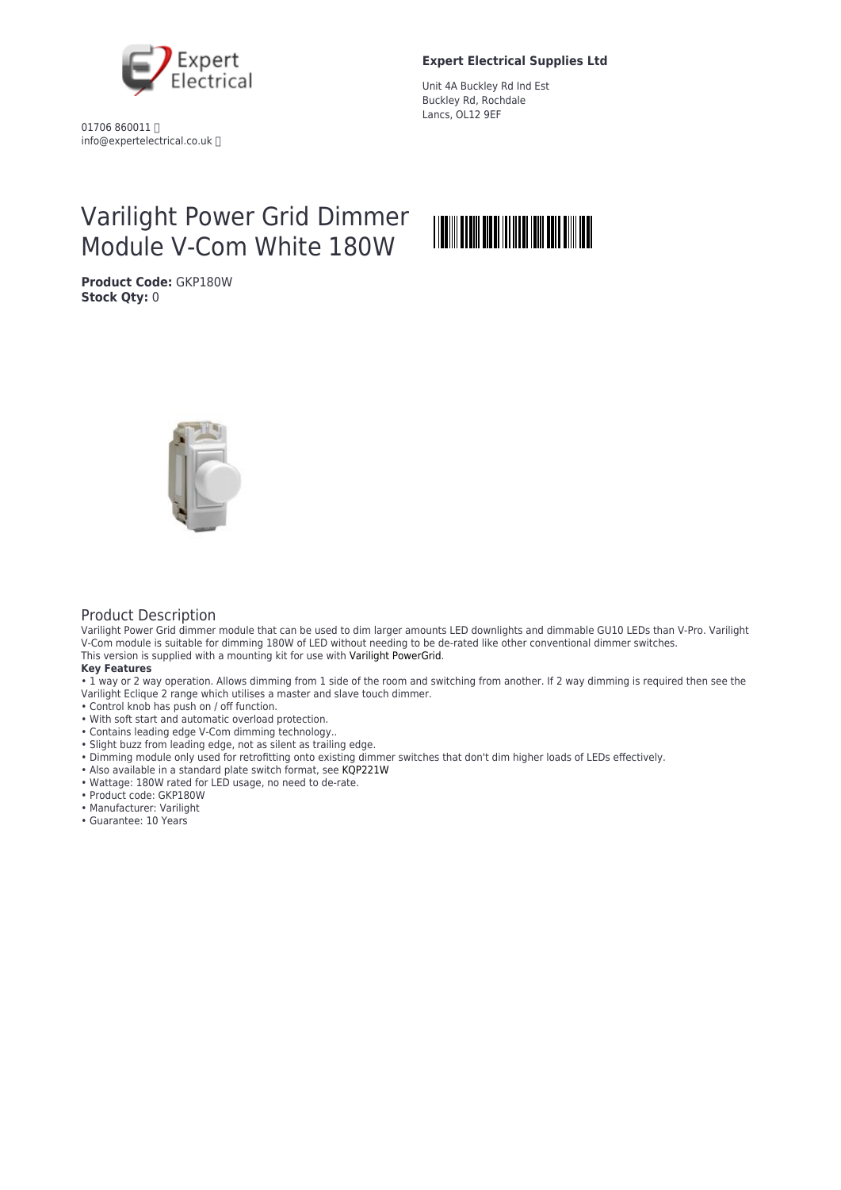Expert Electrical

01706 860011
info@expertelectrical.co.uk

**Expert Electrical Supplies Ltd**

Unit 4A Buckley Rd Ind Est
Buckley Rd, Rochdale
Lancs, OL12 9EF

# Varilight Power Grid Dimmer Module V-Com White 180W

**Product Code:** GKP180W
**Stock Qty:** 0

## Product Description

Varilight Power Grid dimmer module that can be used to dim larger amounts LED downlights and dimmable GU10 LEDs than V-Pro. Varilight V-Com module is suitable for dimming 180W of LED without needing to be de-rated like other conventional dimmer switches.
This version is supplied with a mounting kit for use with Varilight PowerGrid.

**Key Features**

- 1 way or 2 way operation. Allows dimming from 1 side of the room and switching from another. If 2 way dimming is required then see the Varilight Eclique 2 range which utilises a master and slave touch dimmer.
- Control knob has push on / off function.
- With soft start and automatic overload protection.
- Contains leading edge V-Com dimming technology..
- Slight buzz from leading edge, not as silent as trailing edge.
- Dimming module only used for retrofitting onto existing dimmer switches that don't dim higher loads of LEDs effectively.
- Also available in a standard plate switch format, see KQP221W
- Wattage: 180W rated for LED usage, no need to de-rate.
- Product code: GKP180W
- Manufacturer: Varilight
- Guarantee: 10 Years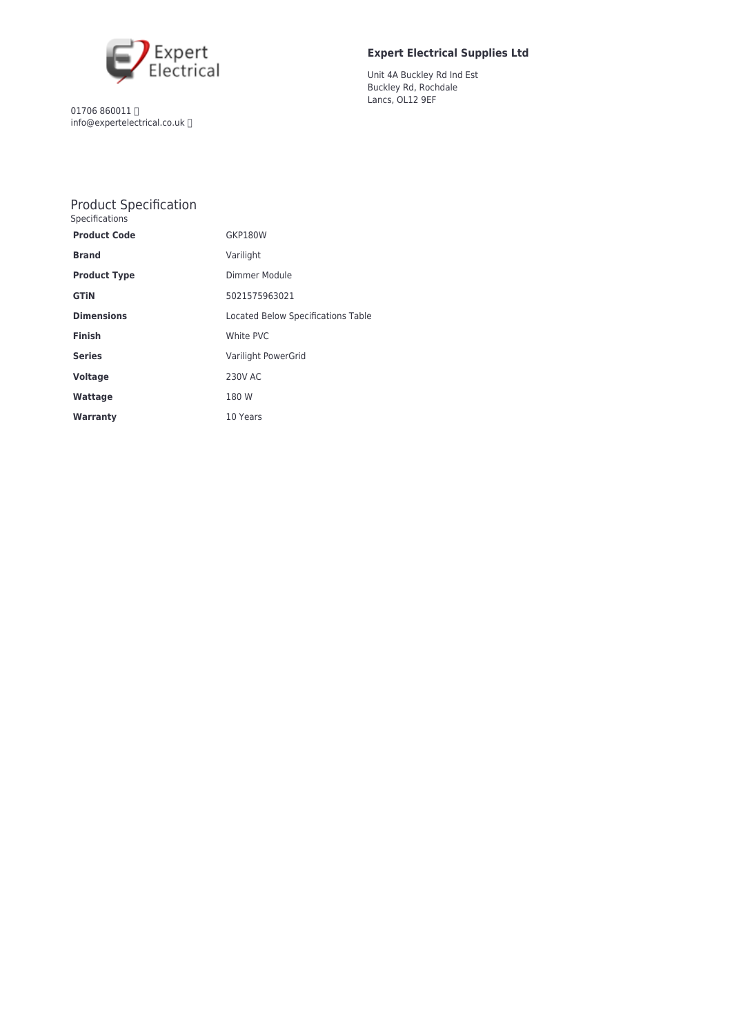Expert Electrical

**Expert Electrical Supplies Ltd**

Unit 4A Buckley Rd Ind Est
Buckley Rd, Rochdale
Lancs, OL12 9EF

01706 860011
info@expertelectrical.co.uk

## Product Specification

Specifications

| | |
|---|---|
| **Product Code** | GKP180W |
| **Brand** | Varilight |
| **Product Type** | Dimmer Module |
| **GTiN** | 5021575963021 |
| **Dimensions** | Located Below Specifications Table |
| **Finish** | White PVC |
| **Series** | Varilight PowerGrid |
| **Voltage** | 230V AC |
| **Wattage** | 180 W |
| **Warranty** | 10 Years |